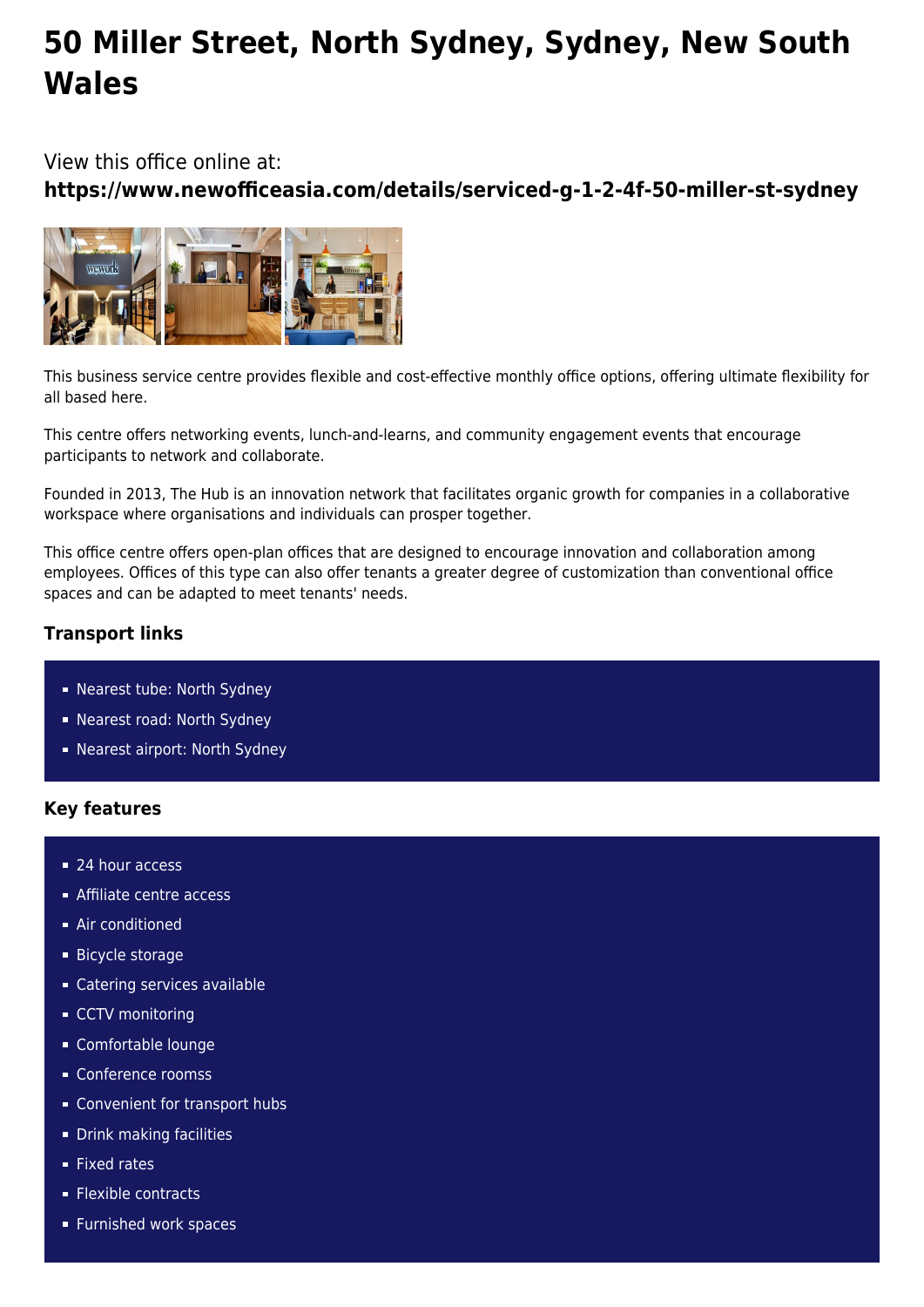# 50 Miller Street, North Sydney, Sydney, New South Wales

View this office online at:
**https://www.newofficeasia.com/details/serviced-g-1-2-4f-50-miller-st-sydney**

This business service centre provides flexible and cost-effective monthly office options, offering ultimate flexibility for all based here.

This centre offers networking events, lunch-and-learns, and community engagement events that encourage participants to network and collaborate.

Founded in 2013, The Hub is an innovation network that facilitates organic growth for companies in a collaborative workspace where organisations and individuals can prosper together.

This office centre offers open-plan offices that are designed to encourage innovation and collaboration among employees. Offices of this type can also offer tenants a greater degree of customization than conventional office spaces and can be adapted to meet tenants' needs.

### Transport links

- Nearest tube: North Sydney
- Nearest road: North Sydney
- Nearest airport: North Sydney

### Key features

- 24 hour access
- Affiliate centre access
- Air conditioned
- Bicycle storage
- Catering services available
- CCTV monitoring
- Comfortable lounge
- Conference roomss
- Convenient for transport hubs
- Drink making facilities
- Fixed rates
- Flexible contracts
- Furnished work spaces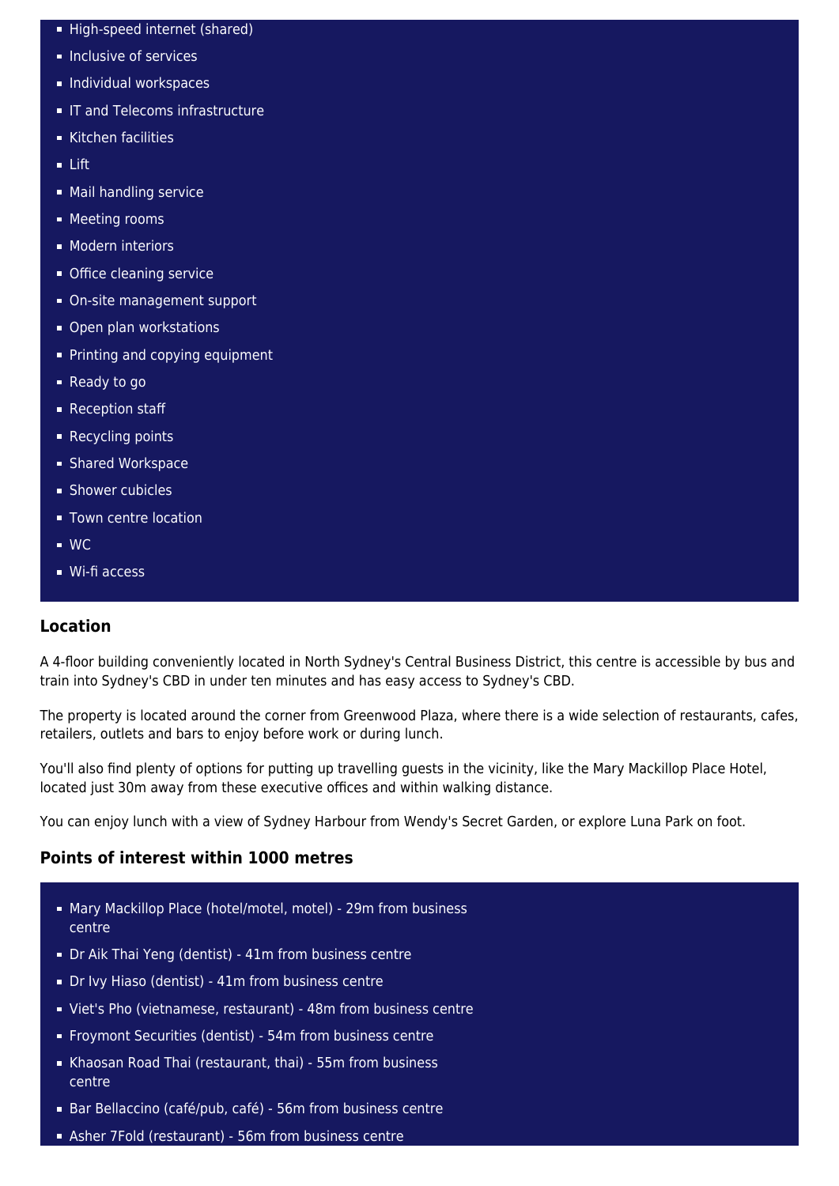- High-speed internet (shared)
- Inclusive of services
- Individual workspaces
- IT and Telecoms infrastructure
- Kitchen facilities
- Lift
- Mail handling service
- Meeting rooms
- Modern interiors
- Office cleaning service
- On-site management support
- Open plan workstations
- Printing and copying equipment
- Ready to go
- Reception staff
- Recycling points
- Shared Workspace
- Shower cubicles
- Town centre location
- WC
- Wi-fi access

### Location

A 4-floor building conveniently located in North Sydney's Central Business District, this centre is accessible by bus and train into Sydney's CBD in under ten minutes and has easy access to Sydney's CBD.

The property is located around the corner from Greenwood Plaza, where there is a wide selection of restaurants, cafes, retailers, outlets and bars to enjoy before work or during lunch.

You'll also find plenty of options for putting up travelling guests in the vicinity, like the Mary Mackillop Place Hotel, located just 30m away from these executive offices and within walking distance.

You can enjoy lunch with a view of Sydney Harbour from Wendy's Secret Garden, or explore Luna Park on foot.

### Points of interest within 1000 metres

- Mary Mackillop Place (hotel/motel, motel) - 29m from business centre
- Dr Aik Thai Yeng (dentist) - 41m from business centre
- Dr Ivy Hiaso (dentist) - 41m from business centre
- Viet's Pho (vietnamese, restaurant) - 48m from business centre
- Froymont Securities (dentist) - 54m from business centre
- Khaosan Road Thai (restaurant, thai) - 55m from business centre
- Bar Bellaccino (café/pub, café) - 56m from business centre
- Asher 7Fold (restaurant) - 56m from business centre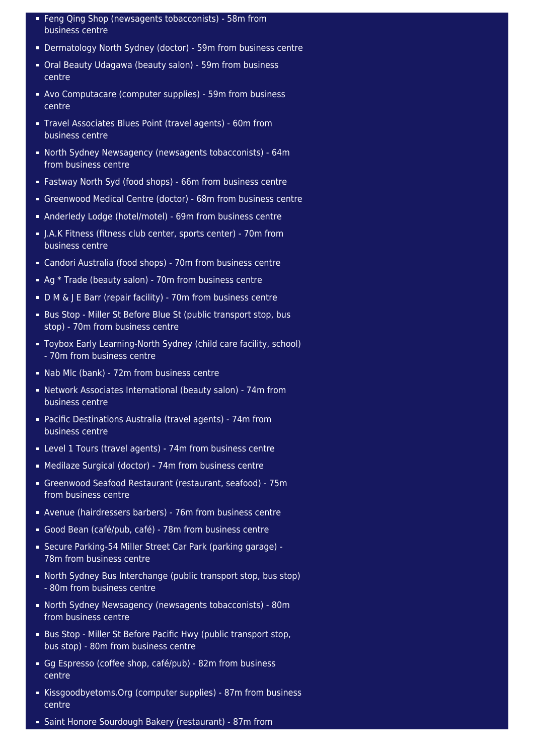- Feng Qing Shop (newsagents tobacconists) - 58m from business centre
- Dermatology North Sydney (doctor) - 59m from business centre
- Oral Beauty Udagawa (beauty salon) - 59m from business centre
- Avo Computacare (computer supplies) - 59m from business centre
- Travel Associates Blues Point (travel agents) - 60m from business centre
- North Sydney Newsagency (newsagents tobacconists) - 64m from business centre
- Fastway North Syd (food shops) - 66m from business centre
- Greenwood Medical Centre (doctor) - 68m from business centre
- Anderledy Lodge (hotel/motel) - 69m from business centre
- J.A.K Fitness (fitness club center, sports center) - 70m from business centre
- Candori Australia (food shops) - 70m from business centre
- Ag * Trade (beauty salon) - 70m from business centre
- D M & J E Barr (repair facility) - 70m from business centre
- Bus Stop - Miller St Before Blue St (public transport stop, bus stop) - 70m from business centre
- Toybox Early Learning-North Sydney (child care facility, school) - 70m from business centre
- Nab Mlc (bank) - 72m from business centre
- Network Associates International (beauty salon) - 74m from business centre
- Pacific Destinations Australia (travel agents) - 74m from business centre
- Level 1 Tours (travel agents) - 74m from business centre
- Medilaze Surgical (doctor) - 74m from business centre
- Greenwood Seafood Restaurant (restaurant, seafood) - 75m from business centre
- Avenue (hairdressers barbers) - 76m from business centre
- Good Bean (café/pub, café) - 78m from business centre
- Secure Parking-54 Miller Street Car Park (parking garage) - 78m from business centre
- North Sydney Bus Interchange (public transport stop, bus stop) - 80m from business centre
- North Sydney Newsagency (newsagents tobacconists) - 80m from business centre
- Bus Stop - Miller St Before Pacific Hwy (public transport stop, bus stop) - 80m from business centre
- Gg Espresso (coffee shop, café/pub) - 82m from business centre
- Kissgoodbyetoms.Org (computer supplies) - 87m from business centre
- Saint Honore Sourdough Bakery (restaurant) - 87m from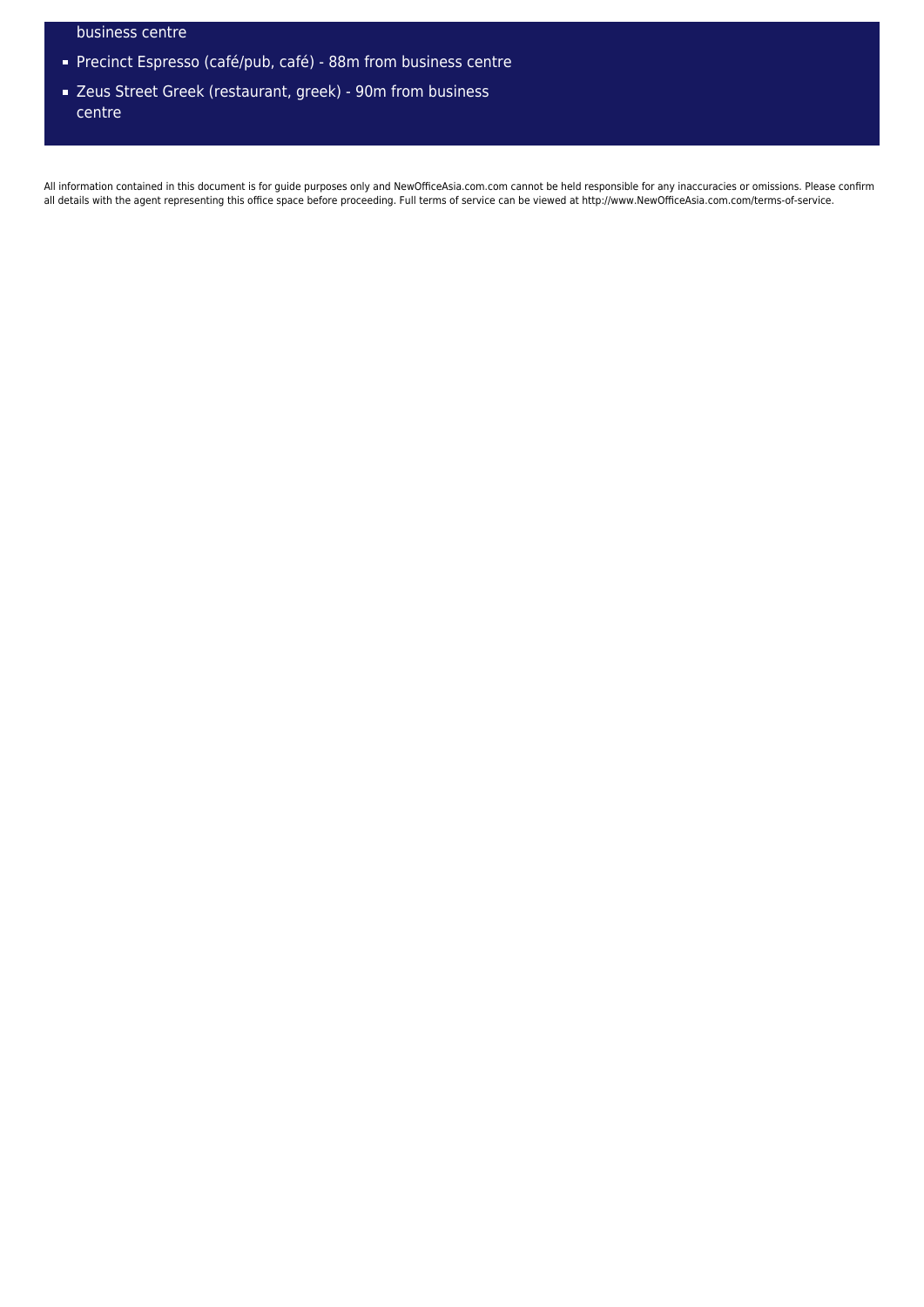business centre

- Precinct Espresso (café/pub, café) - 88m from business centre
- Zeus Street Greek (restaurant, greek) - 90m from business centre

All information contained in this document is for guide purposes only and NewOfficeAsia.com.com cannot be held responsible for any inaccuracies or omissions. Please confirm all details with the agent representing this office space before proceeding. Full terms of service can be viewed at http://www.NewOfficeAsia.com.com/terms-of-service.